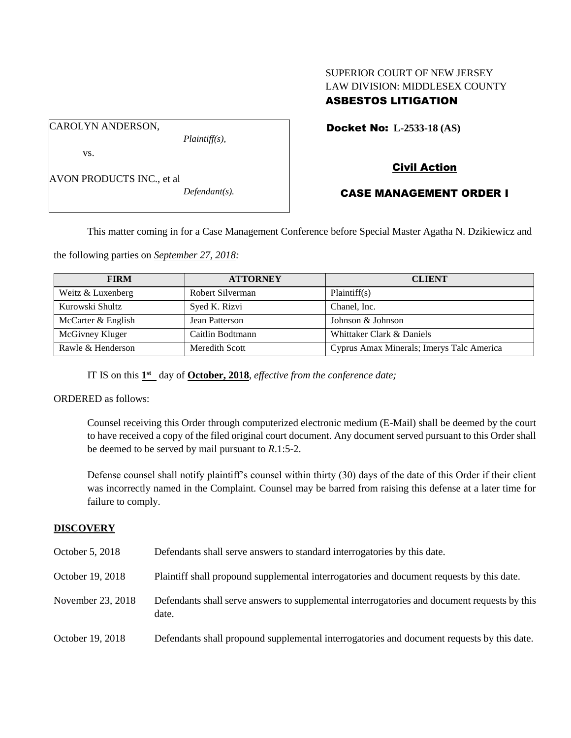SUPERIOR COURT OF NEW JERSEY
LAW DIVISION: MIDDLESEX COUNTY
**ASBESTOS LITIGATION**

CAROLYN ANDERSON,
*Plaintiff(s),*

vs.

AVON PRODUCTS INC., et al
*Defendant(s).*

**Docket No: L-2533-18 (AS)**

**Civil Action**

**CASE MANAGEMENT ORDER I**

This matter coming in for a Case Management Conference before Special Master Agatha N. Dzikiewicz and the following parties on ***September 27, 2018:***

| FIRM | ATTORNEY | CLIENT |
|---|---|---|
| Weitz & Luxenberg | Robert Silverman | Plaintiff(s) |
| Kurowski Shultz | Syed K. Rizvi | Chanel, Inc. |
| McCarter & English | Jean Patterson | Johnson & Johnson |
| McGivney Kluger | Caitlin Bodtmann | Whittaker Clark & Daniels |
| Rawle & Henderson | Meredith Scott | Cyprus Amax Minerals; Imerys Talc America |

IT IS on this **1st** day of **October, 2018**, *effective from the conference date;*

ORDERED as follows:

Counsel receiving this Order through computerized electronic medium (E-Mail) shall be deemed by the court to have received a copy of the filed original court document. Any document served pursuant to this Order shall be deemed to be served by mail pursuant to *R*.1:5-2.

Defense counsel shall notify plaintiff's counsel within thirty (30) days of the date of this Order if their client was incorrectly named in the Complaint. Counsel may be barred from raising this defense at a later time for failure to comply.

## DISCOVERY

| | |
|---|---|
| October 5, 2018 | Defendants shall serve answers to standard interrogatories by this date. |
| October 19, 2018 | Plaintiff shall propound supplemental interrogatories and document requests by this date. |
| November 23, 2018 | Defendants shall serve answers to supplemental interrogatories and document requests by this date. |
| October 19, 2018 | Defendants shall propound supplemental interrogatories and document requests by this date. |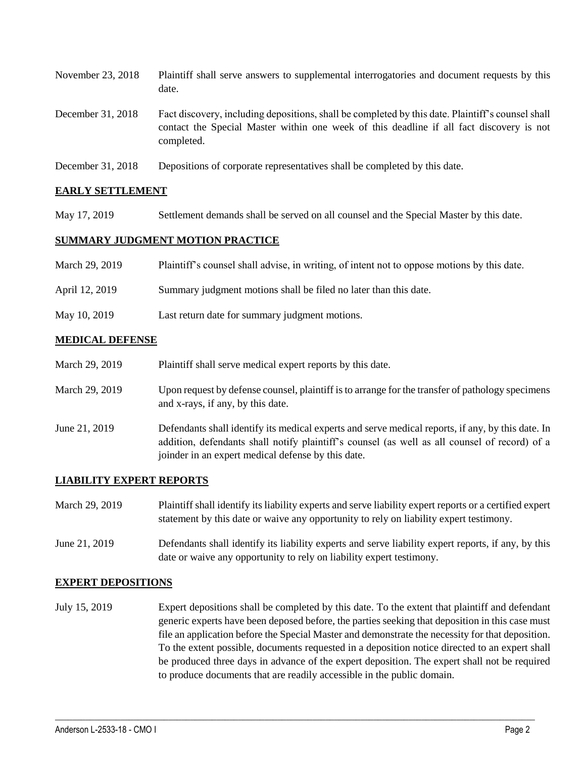| | |
|---|---|
| November 23, 2018 | Plaintiff shall serve answers to supplemental interrogatories and document requests by this date. |
| December 31, 2018 | Fact discovery, including depositions, shall be completed by this date. Plaintiff's counsel shall contact the Special Master within one week of this deadline if all fact discovery is not completed. |
| December 31, 2018 | Depositions of corporate representatives shall be completed by this date. |

## EARLY SETTLEMENT

| | |
|---|---|
| May 17, 2019 | Settlement demands shall be served on all counsel and the Special Master by this date. |

## SUMMARY JUDGMENT MOTION PRACTICE

| | |
|---|---|
| March 29, 2019 | Plaintiff's counsel shall advise, in writing, of intent not to oppose motions by this date. |
| April 12, 2019 | Summary judgment motions shall be filed no later than this date. |
| May 10, 2019 | Last return date for summary judgment motions. |

## MEDICAL DEFENSE

| | |
|---|---|
| March 29, 2019 | Plaintiff shall serve medical expert reports by this date. |
| March 29, 2019 | Upon request by defense counsel, plaintiff is to arrange for the transfer of pathology specimens and x-rays, if any, by this date. |
| June 21, 2019 | Defendants shall identify its medical experts and serve medical reports, if any, by this date. In addition, defendants shall notify plaintiff's counsel (as well as all counsel of record) of a joinder in an expert medical defense by this date. |

## LIABILITY EXPERT REPORTS

| | |
|---|---|
| March 29, 2019 | Plaintiff shall identify its liability experts and serve liability expert reports or a certified expert statement by this date or waive any opportunity to rely on liability expert testimony. |
| June 21, 2019 | Defendants shall identify its liability experts and serve liability expert reports, if any, by this date or waive any opportunity to rely on liability expert testimony. |

## EXPERT DEPOSITIONS

| | |
|---|---|
| July 15, 2019 | Expert depositions shall be completed by this date. To the extent that plaintiff and defendant generic experts have been deposed before, the parties seeking that deposition in this case must file an application before the Special Master and demonstrate the necessity for that deposition. To the extent possible, documents requested in a deposition notice directed to an expert shall be produced three days in advance of the expert deposition. The expert shall not be required to produce documents that are readily accessible in the public domain. |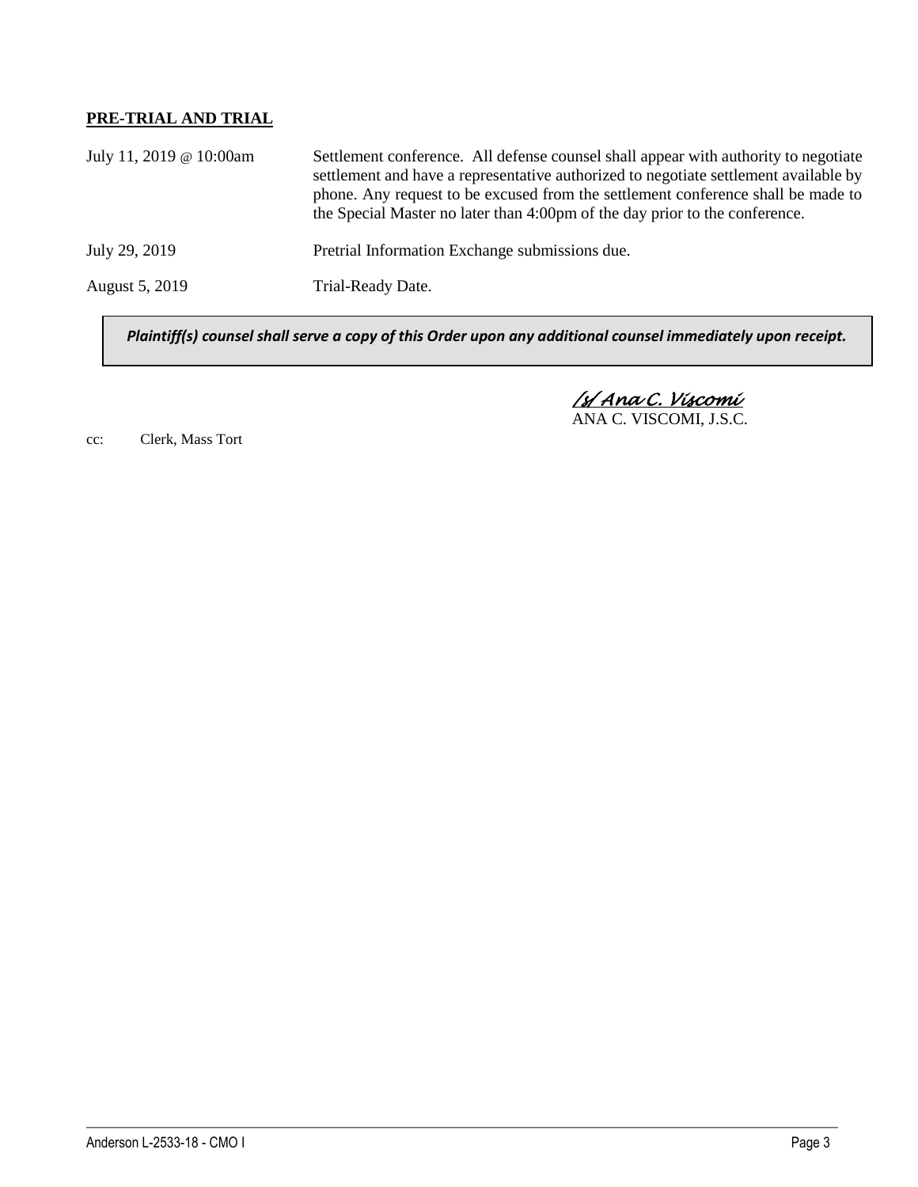**PRE-TRIAL AND TRIAL**

| | |
|---|---|
| July 11, 2019 @ 10:00am | Settlement conference. All defense counsel shall appear with authority to negotiate settlement and have a representative authorized to negotiate settlement available by phone. Any request to be excused from the settlement conference shall be made to the Special Master no later than 4:00pm of the day prior to the conference. |
| July 29, 2019 | Pretrial Information Exchange submissions due. |
| August 5, 2019 | Trial-Ready Date. |

***Plaintiff(s) counsel shall serve a copy of this Order upon any additional counsel immediately upon receipt.***

*/s/ Ana C. Viscomi*
ANA C. VISCOMI, J.S.C.

cc: Clerk, Mass Tort